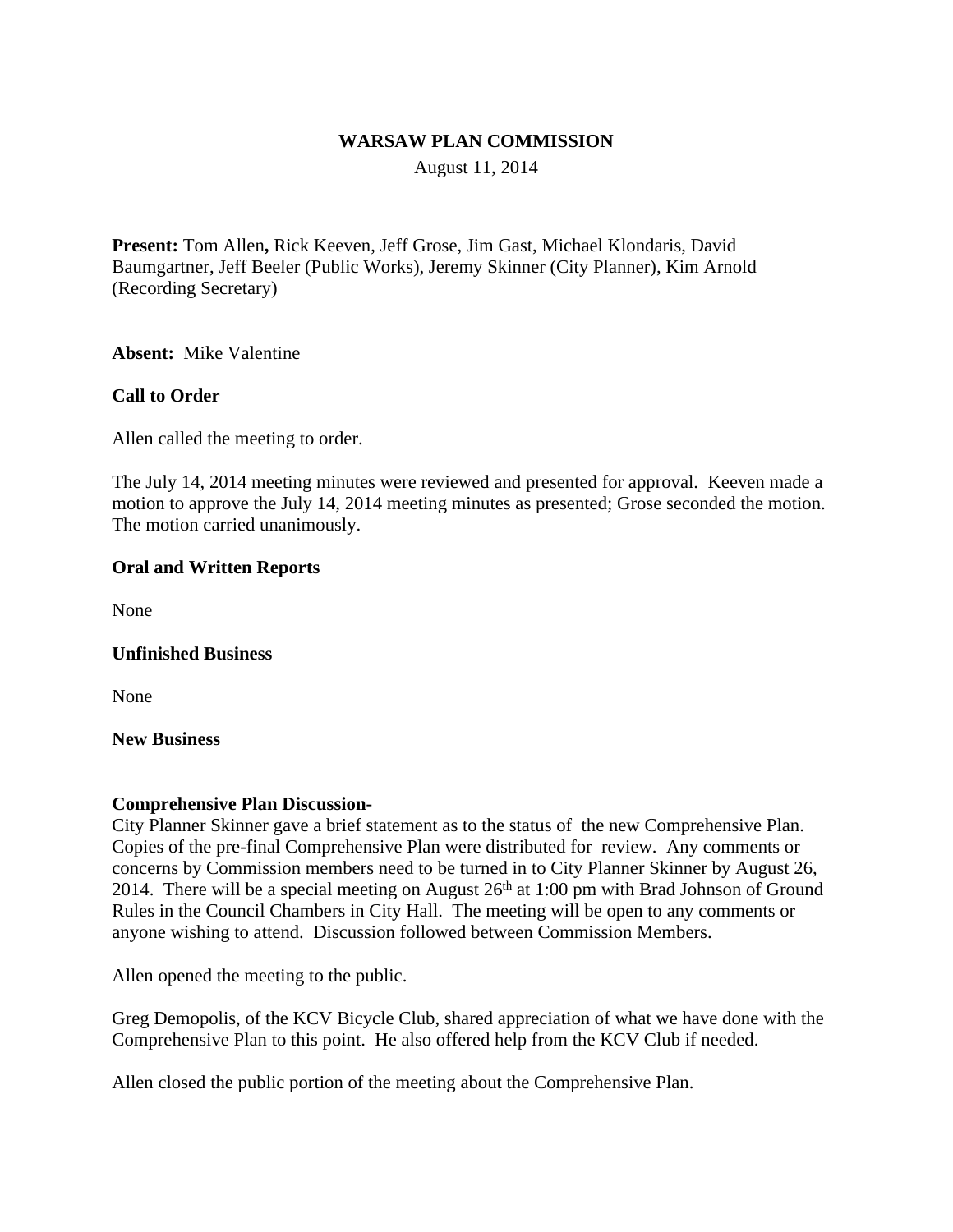# WARSAW PLAN COMMISSION

August 11, 2014

**Present:** Tom Allen**,** Rick Keeven, Jeff Grose, Jim Gast, Michael Klondaris, David Baumgartner, Jeff Beeler (Public Works), Jeremy Skinner (City Planner), Kim Arnold (Recording Secretary)

**Absent:** Mike Valentine

**Call to Order**

Allen called the meeting to order.

The July 14, 2014 meeting minutes were reviewed and presented for approval. Keeven made a motion to approve the July 14, 2014 meeting minutes as presented; Grose seconded the motion. The motion carried unanimously.

**Oral and Written Reports**

None

**Unfinished Business**

None

**New Business**

**Comprehensive Plan Discussion-**

City Planner Skinner gave a brief statement as to the status of the new Comprehensive Plan. Copies of the pre-final Comprehensive Plan were distributed for review. Any comments or concerns by Commission members need to be turned in to City Planner Skinner by August 26, 2014. There will be a special meeting on August 26th at 1:00 pm with Brad Johnson of Ground Rules in the Council Chambers in City Hall. The meeting will be open to any comments or anyone wishing to attend. Discussion followed between Commission Members.

Allen opened the meeting to the public.

Greg Demopolis, of the KCV Bicycle Club, shared appreciation of what we have done with the Comprehensive Plan to this point. He also offered help from the KCV Club if needed.

Allen closed the public portion of the meeting about the Comprehensive Plan.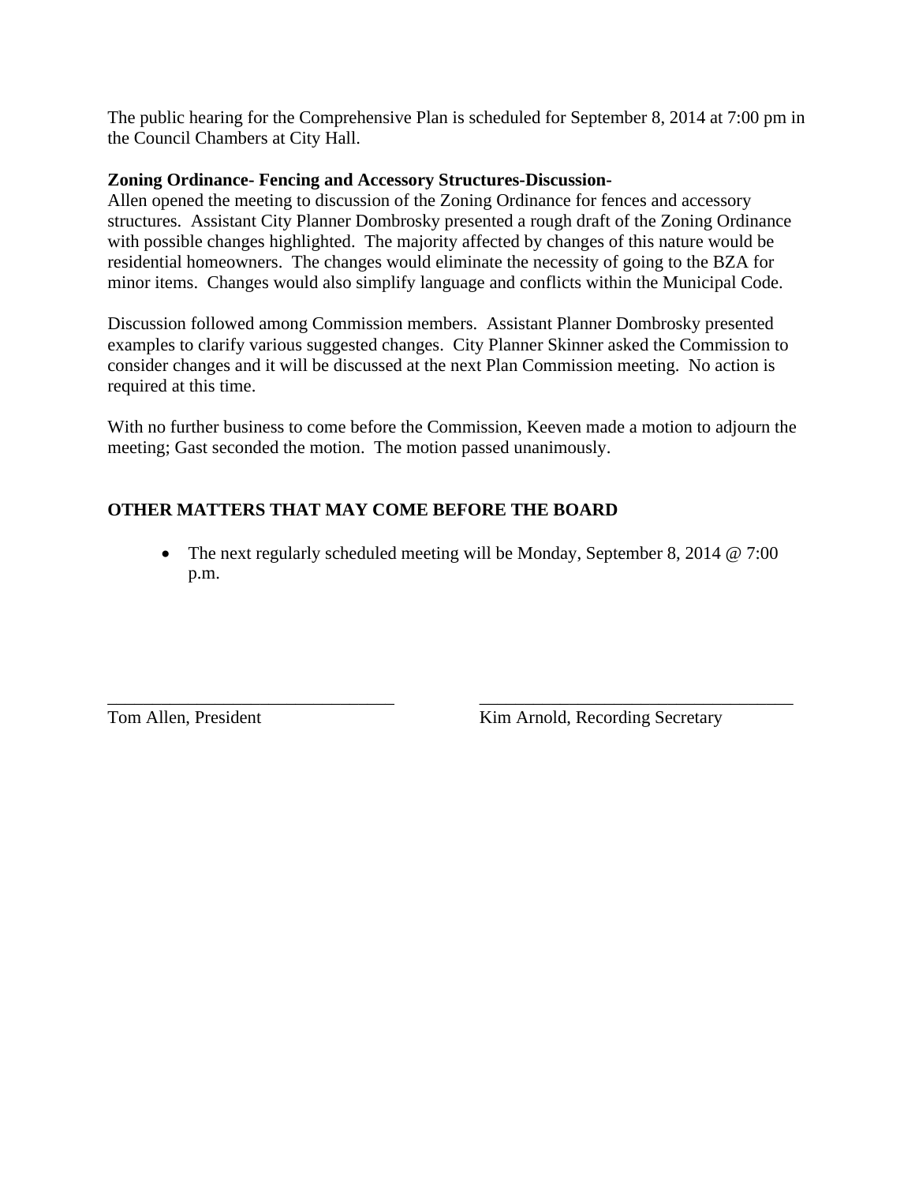The public hearing for the Comprehensive Plan is scheduled for September 8, 2014 at 7:00 pm in the Council Chambers at City Hall.

**Zoning Ordinance- Fencing and Accessory Structures-Discussion-**
Allen opened the meeting to discussion of the Zoning Ordinance for fences and accessory structures. Assistant City Planner Dombrosky presented a rough draft of the Zoning Ordinance with possible changes highlighted. The majority affected by changes of this nature would be residential homeowners. The changes would eliminate the necessity of going to the BZA for minor items. Changes would also simplify language and conflicts within the Municipal Code.

Discussion followed among Commission members. Assistant Planner Dombrosky presented examples to clarify various suggested changes. City Planner Skinner asked the Commission to consider changes and it will be discussed at the next Plan Commission meeting. No action is required at this time.

With no further business to come before the Commission, Keeven made a motion to adjourn the meeting; Gast seconded the motion. The motion passed unanimously.

**OTHER MATTERS THAT MAY COME BEFORE THE BOARD**

- The next regularly scheduled meeting will be Monday, September 8, 2014 @ 7:00 p.m.

_______________________________ Tom Allen, President

_________________________________ Kim Arnold, Recording Secretary